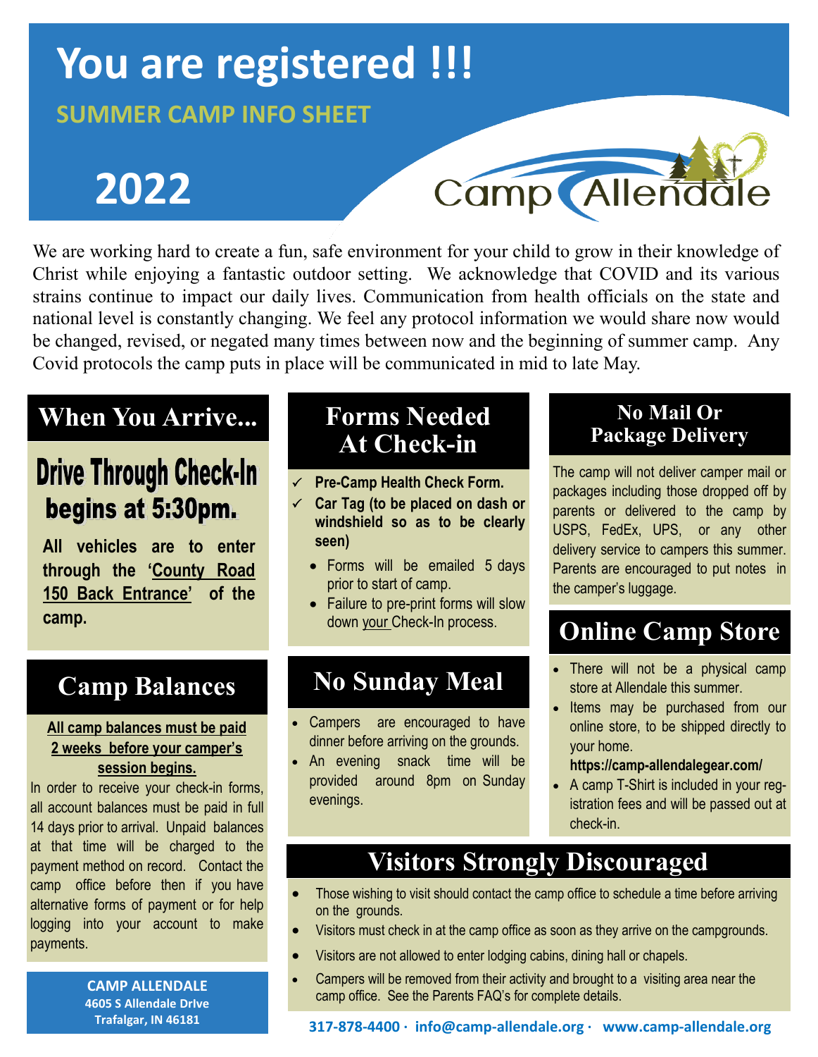# You are registered !!!

## SUMMER CAMP INFO SHEET

# 2022

Camp Allendale

We are working hard to create a fun, safe environment for your child to grow in their knowledge of Christ while enjoying a fantastic outdoor setting. We acknowledge that COVID and its various strains continue to impact our daily lives. Communication from health officials on the state and national level is constantly changing. We feel any protocol information we would share now would be changed, revised, or negated many times between now and the beginning of summer camp. Any Covid protocols the camp puts in place will be communicated in mid to late May.

## When You Arrive...

### Drive Through Check-In begins at 5:30pm.

**All vehicles are to enter through the '<u>County Road 150 Back Entrance'</u> of the camp.**

## Camp Balances

**<u>All camp balances must be paid 2 weeks before your camper's session begins.</u>**

In order to receive your check-in forms, all account balances must be paid in full 14 days prior to arrival. Unpaid balances at that time will be charged to the payment method on record. Contact the camp office before then if you have alternative forms of payment or for help logging into your account to make payments.

**CAMP ALLENDALE**
**4605 S Allendale Drive**
**Trafalgar, IN 46181**

## Forms Needed At Check-in

- ✓ **Pre-Camp Health Check Form.**
- ✓ **Car Tag (to be placed on dash or windshield so as to be clearly seen)**
  - Forms will be emailed 5 days prior to start of camp.
  - Failure to pre-print forms will slow down <u>your</u> Check-In process.

## No Sunday Meal

- Campers are encouraged to have dinner before arriving on the grounds.
- An evening snack time will be provided around 8pm on Sunday evenings.

## No Mail Or Package Delivery

The camp will not deliver camper mail or packages including those dropped off by parents or delivered to the camp by USPS, FedEx, UPS, or any other delivery service to campers this summer. Parents are encouraged to put notes in the camper's luggage.

## Online Camp Store

- There will not be a physical camp store at Allendale this summer.
- Items may be purchased from our online store, to be shipped directly to your home.
  **https://camp-allendalegear.com/**
- A camp T-Shirt is included in your registration fees and will be passed out at check-in.

## Visitors Strongly Discouraged

- Those wishing to visit should contact the camp office to schedule a time before arriving on the grounds.
- Visitors must check in at the camp office as soon as they arrive on the campgrounds.
- Visitors are not allowed to enter lodging cabins, dining hall or chapels.
- Campers will be removed from their activity and brought to a visiting area near the camp office. See the Parents FAQ's for complete details.

**317-878-4400 · info@camp-allendale.org · www.camp-allendale.org**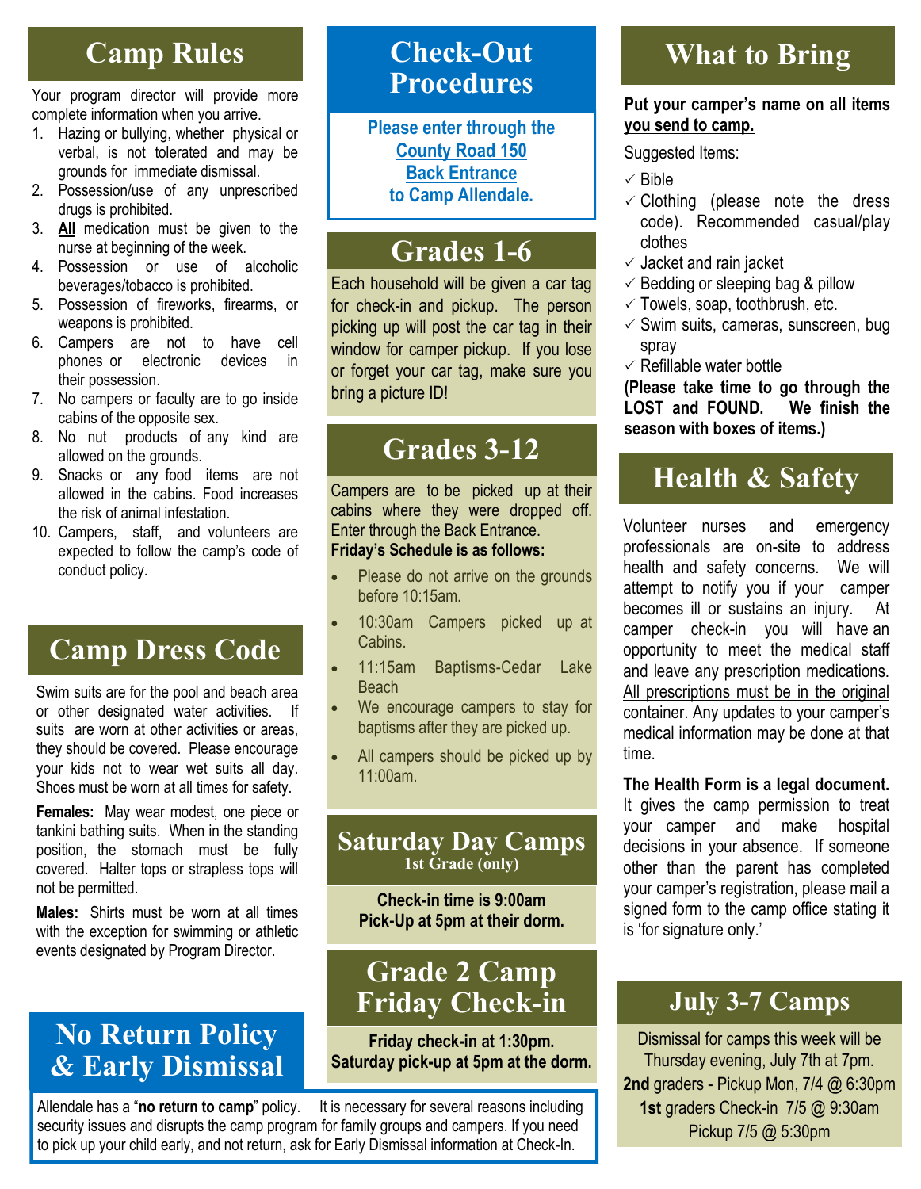## Camp Rules

Your program director will provide more complete information when you arrive.

1. Hazing or bullying, whether physical or verbal, is not tolerated and may be grounds for immediate dismissal.
2. Possession/use of any unprescribed drugs is prohibited.
3. **All** medication must be given to the nurse at beginning of the week.
4. Possession or use of alcoholic beverages/tobacco is prohibited.
5. Possession of fireworks, firearms, or weapons is prohibited.
6. Campers are not to have cell phones or electronic devices in their possession.
7. No campers or faculty are to go inside cabins of the opposite sex.
8. No nut products of any kind are allowed on the grounds.
9. Snacks or any food items are not allowed in the cabins. Food increases the risk of animal infestation.
10. Campers, staff, and volunteers are expected to follow the camp's code of conduct policy.

## Camp Dress Code

Swim suits are for the pool and beach area or other designated water activities. If suits are worn at other activities or areas, they should be covered. Please encourage your kids not to wear wet suits all day. Shoes must be worn at all times for safety.

**Females:** May wear modest, one piece or tankini bathing suits. When in the standing position, the stomach must be fully covered. Halter tops or strapless tops will not be permitted.

**Males:** Shirts must be worn at all times with the exception for swimming or athletic events designated by Program Director.

## No Return Policy & Early Dismissal

Allendale has a "**no return to camp**" policy. It is necessary for several reasons including security issues and disrupts the camp program for family groups and campers. If you need to pick up your child early, and not return, ask for Early Dismissal information at Check-In.

## Check-Out Procedures

**Please enter through the County Road 150 Back Entrance to Camp Allendale.**

## Grades 1-6

Each household will be given a car tag for check-in and pickup. The person picking up will post the car tag in their window for camper pickup. If you lose or forget your car tag, make sure you bring a picture ID!

## Grades 3-12

Campers are to be picked up at their cabins where they were dropped off. Enter through the Back Entrance.

**Friday's Schedule is as follows:**

- Please do not arrive on the grounds before 10:15am.
- 10:30am Campers picked up at Cabins.
- 11:15am Baptisms-Cedar Lake Beach
- We encourage campers to stay for baptisms after they are picked up.
- All campers should be picked up by 11:00am.

## Saturday Day Camps
### 1st Grade (only)

**Check-in time is 9:00am**
**Pick-Up at 5pm at their dorm.**

## Grade 2 Camp Friday Check-in

**Friday check-in at 1:30pm.**
**Saturday pick-up at 5pm at the dorm.**

## What to Bring

**Put your camper's name on all items you send to camp.**

Suggested Items:

- ✓ Bible
- ✓ Clothing (please note the dress code). Recommended casual/play clothes
- ✓ Jacket and rain jacket
- ✓ Bedding or sleeping bag & pillow
- ✓ Towels, soap, toothbrush, etc.
- ✓ Swim suits, cameras, sunscreen, bug spray
- ✓ Refillable water bottle

**(Please take time to go through the LOST and FOUND. We finish the season with boxes of items.)**

## Health & Safety

Volunteer nurses and emergency professionals are on-site to address health and safety concerns. We will attempt to notify you if your camper becomes ill or sustains an injury. At camper check-in you will have an opportunity to meet the medical staff and leave any prescription medications. All prescriptions must be in the original container. Any updates to your camper's medical information may be done at that time.

**The Health Form is a legal document.** It gives the camp permission to treat your camper and make hospital decisions in your absence. If someone other than the parent has completed your camper's registration, please mail a signed form to the camp office stating it is 'for signature only.'

## July 3-7 Camps

Dismissal for camps this week will be Thursday evening, July 7th at 7pm.
**2nd** graders - Pickup Mon, 7/4 @ 6:30pm
**1st** graders Check-in 7/5 @ 9:30am
Pickup 7/5 @ 5:30pm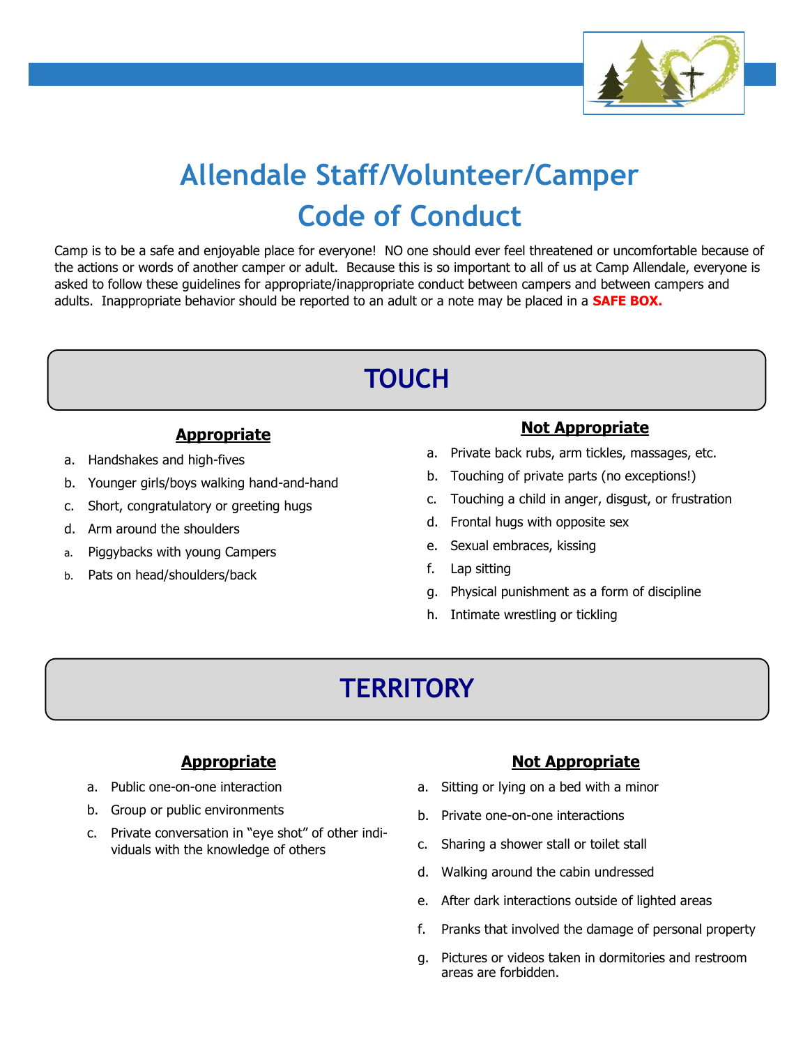# Allendale Staff/Volunteer/Camper Code of Conduct

Camp is to be a safe and enjoyable place for everyone! NO one should ever feel threatened or uncomfortable because of the actions or words of another camper or adult. Because this is so important to all of us at Camp Allendale, everyone is asked to follow these guidelines for appropriate/inappropriate conduct between campers and between campers and adults. Inappropriate behavior should be reported to an adult or a note may be placed in a **SAFE BOX.**

## TOUCH

### Appropriate

a. Handshakes and high-fives
b. Younger girls/boys walking hand-and-hand
c. Short, congratulatory or greeting hugs
d. Arm around the shoulders
a. Piggybacks with young Campers
b. Pats on head/shoulders/back

### Not Appropriate

a. Private back rubs, arm tickles, massages, etc.
b. Touching of private parts (no exceptions!)
c. Touching a child in anger, disgust, or frustration
d. Frontal hugs with opposite sex
e. Sexual embraces, kissing
f. Lap sitting
g. Physical punishment as a form of discipline
h. Intimate wrestling or tickling

## TERRITORY

### Appropriate

a. Public one-on-one interaction
b. Group or public environments
c. Private conversation in "eye shot" of other individuals with the knowledge of others

### Not Appropriate

a. Sitting or lying on a bed with a minor
b. Private one-on-one interactions
c. Sharing a shower stall or toilet stall
d. Walking around the cabin undressed
e. After dark interactions outside of lighted areas
f. Pranks that involved the damage of personal property
g. Pictures or videos taken in dormitories and restroom areas are forbidden.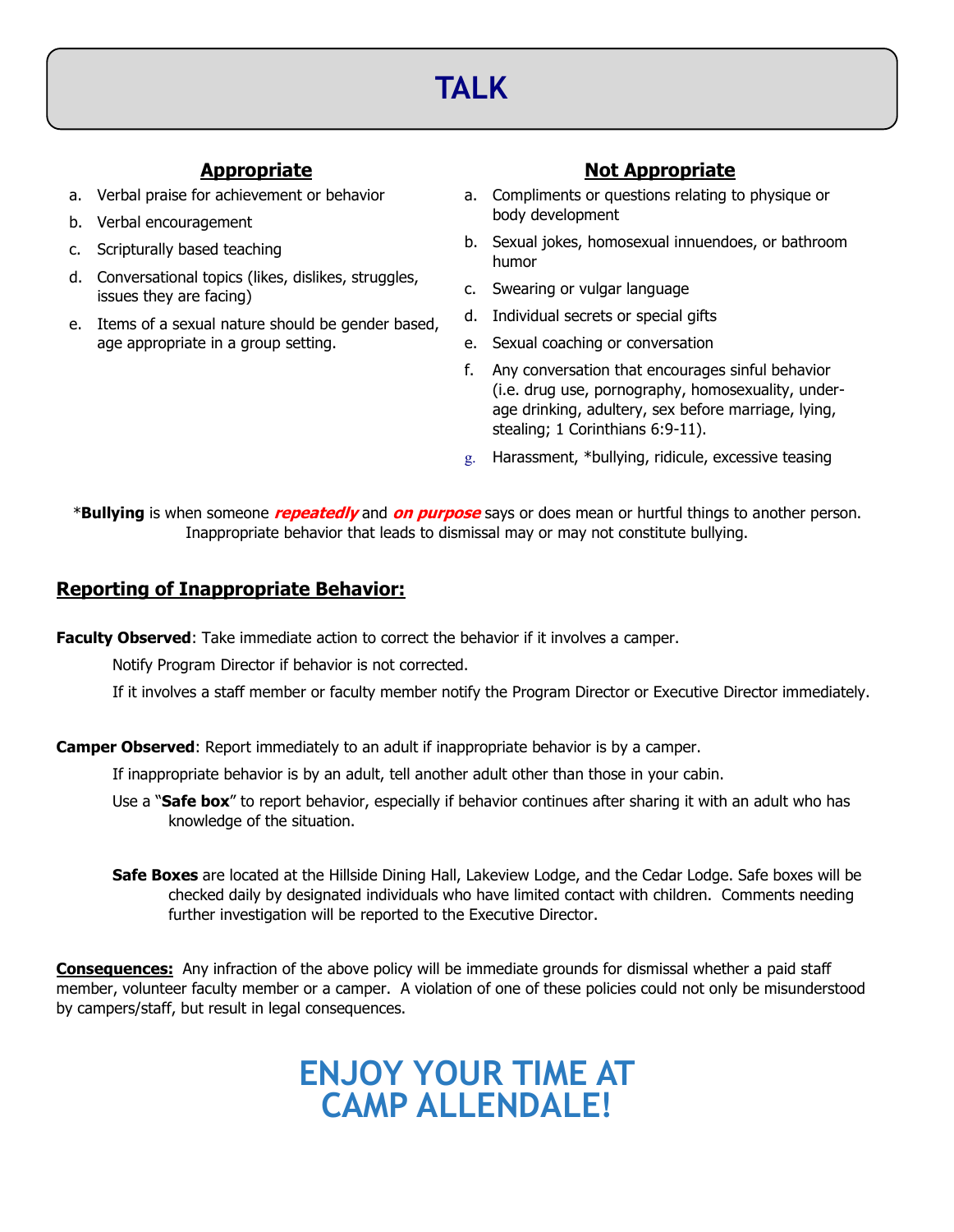# TALK

### Appropriate

a. Verbal praise for achievement or behavior
b. Verbal encouragement
c. Scripturally based teaching
d. Conversational topics (likes, dislikes, struggles, issues they are facing)
e. Items of a sexual nature should be gender based, age appropriate in a group setting.

### Not Appropriate

a. Compliments or questions relating to physique or body development
b. Sexual jokes, homosexual innuendoes, or bathroom humor
c. Swearing or vulgar language
d. Individual secrets or special gifts
e. Sexual coaching or conversation
f. Any conversation that encourages sinful behavior (i.e. drug use, pornography, homosexuality, under-age drinking, adultery, sex before marriage, lying, stealing; 1 Corinthians 6:9-11).
g. Harassment, *bullying, ridicule, excessive teasing

*__Bullying__ is when someone ***repeatedly*** and ***on purpose*** says or does mean or hurtful things to another person. Inappropriate behavior that leads to dismissal may or may not constitute bullying.

## Reporting of Inappropriate Behavior:

**Faculty Observed**: Take immediate action to correct the behavior if it involves a camper.

Notify Program Director if behavior is not corrected.

If it involves a staff member or faculty member notify the Program Director or Executive Director immediately.

**Camper Observed**: Report immediately to an adult if inappropriate behavior is by a camper.

If inappropriate behavior is by an adult, tell another adult other than those in your cabin.

Use a "**Safe box**" to report behavior, especially if behavior continues after sharing it with an adult who has knowledge of the situation.

**Safe Boxes** are located at the Hillside Dining Hall, Lakeview Lodge, and the Cedar Lodge. Safe boxes will be checked daily by designated individuals who have limited contact with children. Comments needing further investigation will be reported to the Executive Director.

**Consequences:** Any infraction of the above policy will be immediate grounds for dismissal whether a paid staff member, volunteer faculty member or a camper. A violation of one of these policies could not only be misunderstood by campers/staff, but result in legal consequences.

# ENJOY YOUR TIME AT CAMP ALLENDALE!